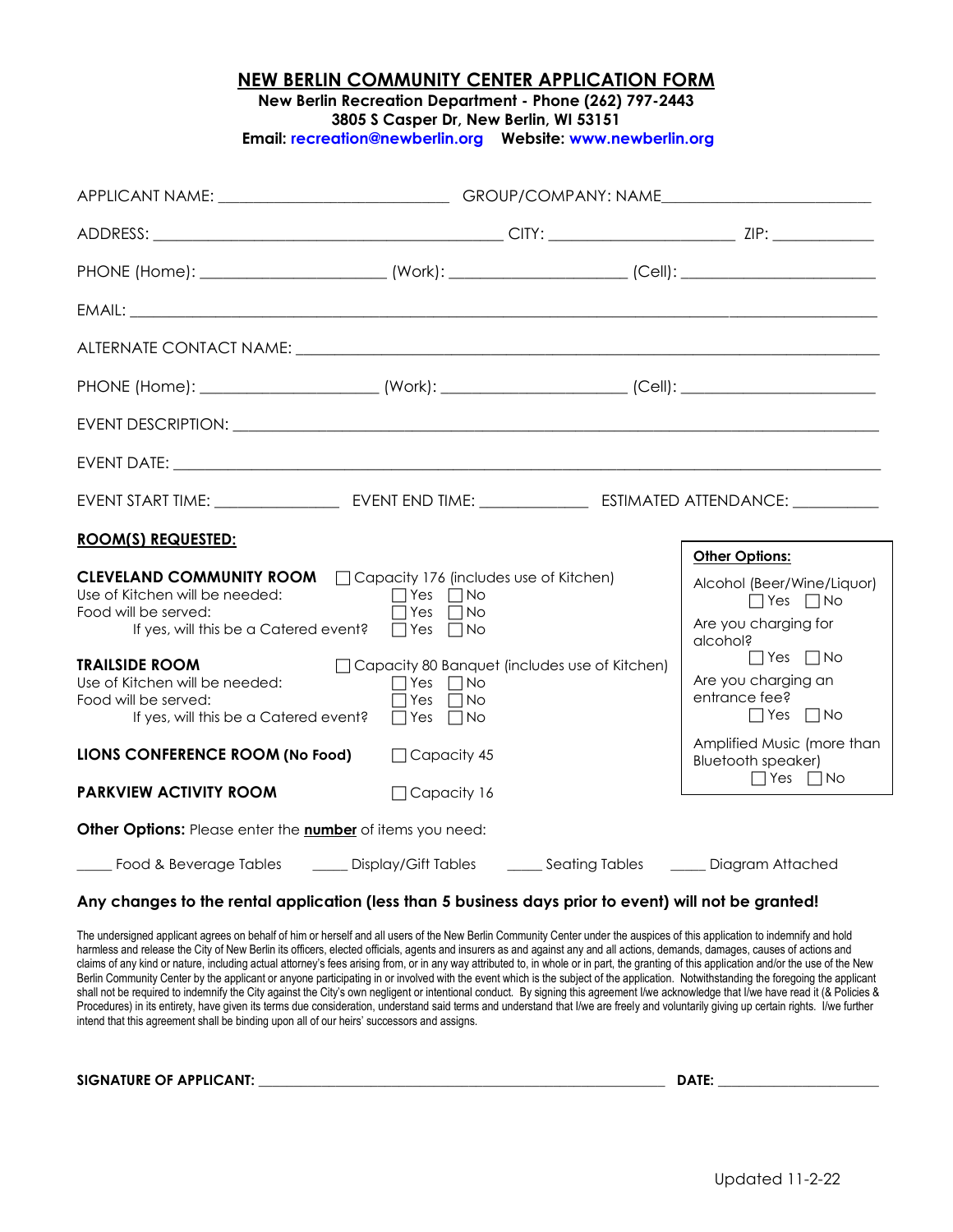# NEW BERLIN COMMUNITY CENTER APPLICATION FORM

**New Berlin Recreation Department - Phone (262) 797-2443**
**3805 S Casper Dr, New Berlin, WI 53151**
**Email: recreation@newberlin.org Website: www.newberlin.org**

APPLICANT NAME: ____________________________ GROUP/COMPANY: NAME________________________

ADDRESS: ___________________________________________ CITY: ______________________ ZIP: ____________

PHONE (Home): ______________________ (Work): ____________________ (Cell): ______________________

EMAIL: ____________________________________________________________________________________

ALTERNATE CONTACT NAME: ___________________________________________________________________

PHONE (Home): ______________________ (Work): ____________________ (Cell): ______________________

EVENT DESCRIPTION: _________________________________________________________________________

EVENT DATE: _______________________________________________________________________________

EVENT START TIME: _______________ EVENT END TIME: _____________ ESTIMATED ATTENDANCE: __________

**ROOM(S) REQUESTED:**

**CLEVELAND COMMUNITY ROOM** ☐ Capacity 176 (includes use of Kitchen)
Use of Kitchen will be needed: ☐ Yes ☐ No
Food will be served: ☐ Yes ☐ No
If yes, will this be a Catered event? ☐ Yes ☐ No

**TRAILSIDE ROOM** ☐ Capacity 80 Banquet (includes use of Kitchen)
Use of Kitchen will be needed: ☐ Yes ☐ No
Food will be served: ☐ Yes ☐ No
If yes, will this be a Catered event? ☐ Yes ☐ No

**LIONS CONFERENCE ROOM (No Food)** ☐ Capacity 45

**PARKVIEW ACTIVITY ROOM** ☐ Capacity 16

**Other Options:**

Alcohol (Beer/Wine/Liquor) ☐ Yes ☐ No

Are you charging for alcohol? ☐ Yes ☐ No

Are you charging an entrance fee? ☐ Yes ☐ No

Amplified Music (more than Bluetooth speaker) ☐ Yes ☐ No

**Other Options:** Please enter the **number** of items you need:

_____ Food & Beverage Tables _____ Display/Gift Tables _____ Seating Tables _____ Diagram Attached

**Any changes to the rental application (less than 5 business days prior to event) will not be granted!**

The undersigned applicant agrees on behalf of him or herself and all users of the New Berlin Community Center under the auspices of this application to indemnify and hold harmless and release the City of New Berlin its officers, elected officials, agents and insurers as and against any and all actions, demands, damages, causes of actions and claims of any kind or nature, including actual attorney's fees arising from, or in any way attributed to, in whole or in part, the granting of this application and/or the use of the New Berlin Community Center by the applicant or anyone participating in or involved with the event which is the subject of the application. Notwithstanding the foregoing the applicant shall not be required to indemnify the City against the City's own negligent or intentional conduct. By signing this agreement I/we acknowledge that I/we have read it (& Policies & Procedures) in its entirety, have given its terms due consideration, understand said terms and understand that I/we are freely and voluntarily giving up certain rights. I/we further intend that this agreement shall be binding upon all of our heirs' successors and assigns.

**SIGNATURE OF APPLICANT:** _______________________________________________ **DATE:** ____________________

Updated 11-2-22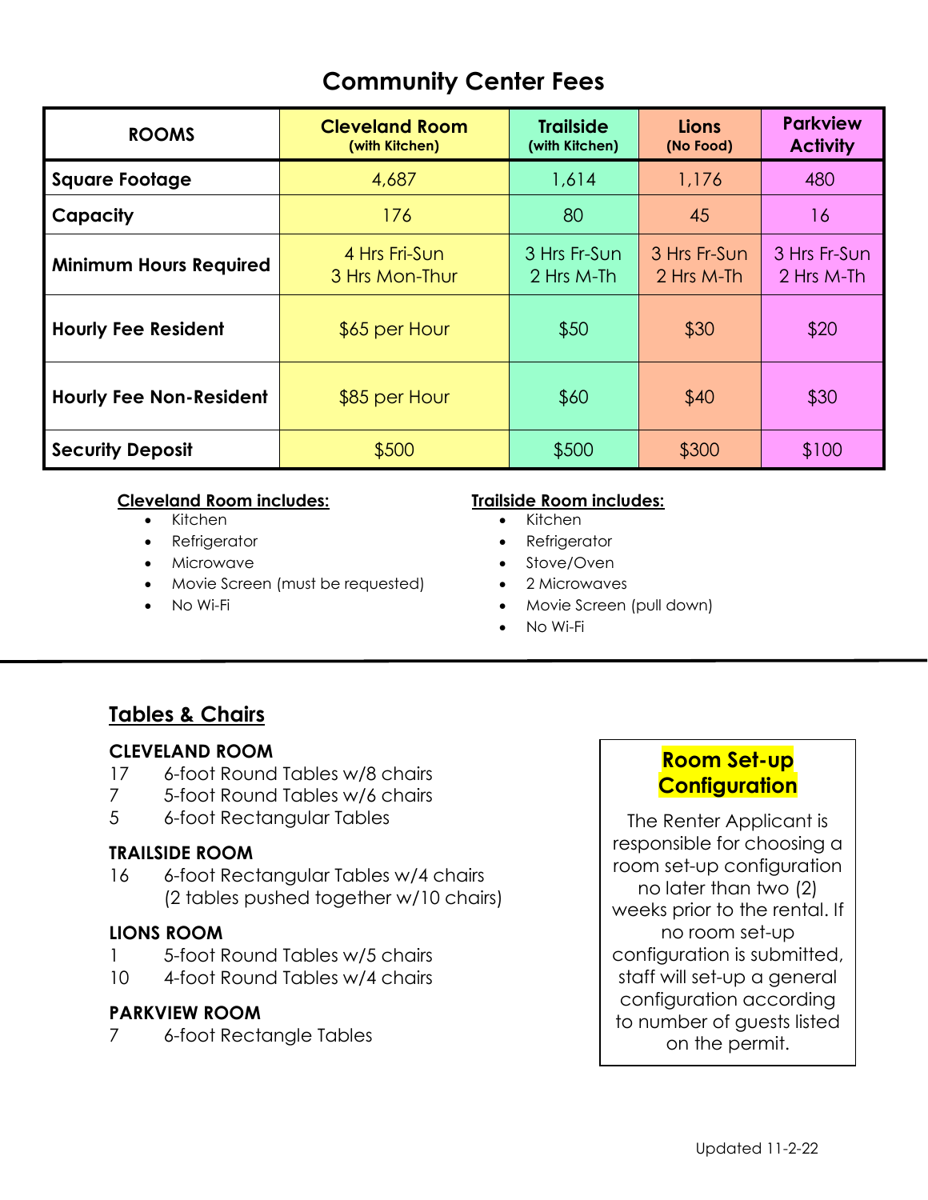# Community Center Fees

| ROOMS | Cleveland Room (with Kitchen) | Trailside (with Kitchen) | Lions (No Food) | Parkview Activity |
|---|---|---|---|---|
| **Square Footage** | 4,687 | 1,614 | 1,176 | 480 |
| **Capacity** | 176 | 80 | 45 | 16 |
| **Minimum Hours Required** | 4 Hrs Fri-Sun<br>3 Hrs Mon-Thur | 3 Hrs Fr-Sun<br>2 Hrs M-Th | 3 Hrs Fr-Sun<br>2 Hrs M-Th | 3 Hrs Fr-Sun<br>2 Hrs M-Th |
| **Hourly Fee Resident** | $65 per Hour | $50 | $30 | $20 |
| **Hourly Fee Non-Resident** | $85 per Hour | $60 | $40 | $30 |
| **Security Deposit** | $500 | $500 | $300 | $100 |

**Cleveland Room includes:**

- Kitchen
- Refrigerator
- Microwave
- Movie Screen (must be requested)
- No Wi-Fi

**Trailside Room includes:**

- Kitchen
- Refrigerator
- Stove/Oven
- 2 Microwaves
- Movie Screen (pull down)
- No Wi-Fi

---

## Tables & Chairs

### CLEVELAND ROOM

17 6-foot Round Tables w/8 chairs
7 5-foot Round Tables w/6 chairs
5 6-foot Rectangular Tables

### TRAILSIDE ROOM

16 6-foot Rectangular Tables w/4 chairs
(2 tables pushed together w/10 chairs)

### LIONS ROOM

1 5-foot Round Tables w/5 chairs
10 4-foot Round Tables w/4 chairs

### PARKVIEW ROOM

7 6-foot Rectangle Tables

**Room Set-up Configuration**

The Renter Applicant is responsible for choosing a room set-up configuration no later than two (2) weeks prior to the rental. If no room set-up configuration is submitted, staff will set-up a general configuration according to number of guests listed on the permit.

Updated 11-2-22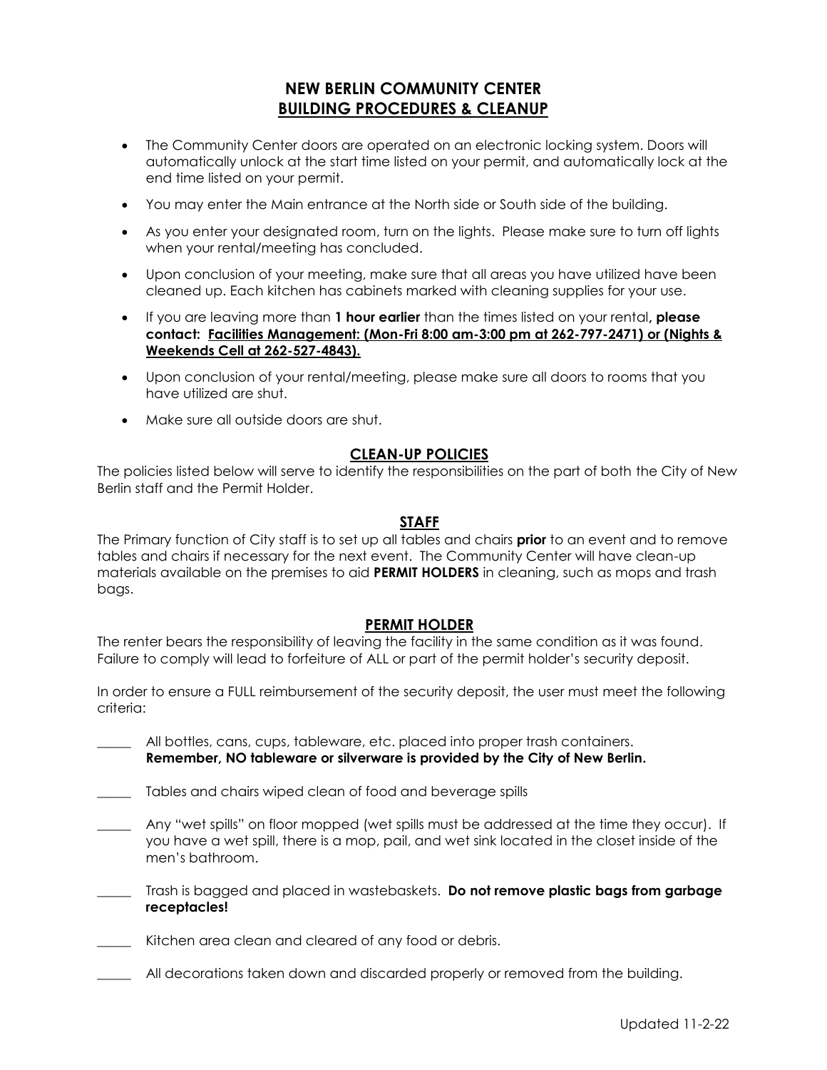# NEW BERLIN COMMUNITY CENTER
## <u>BUILDING PROCEDURES & CLEANUP</u>

- The Community Center doors are operated on an electronic locking system. Doors will automatically unlock at the start time listed on your permit, and automatically lock at the end time listed on your permit.
- You may enter the Main entrance at the North side or South side of the building.
- As you enter your designated room, turn on the lights. Please make sure to turn off lights when your rental/meeting has concluded.
- Upon conclusion of your meeting, make sure that all areas you have utilized have been cleaned up. Each kitchen has cabinets marked with cleaning supplies for your use.
- If you are leaving more than **1 hour earlier** than the times listed on your rental**, please contact: <u>Facilities Management: (Mon-Fri 8:00 am-3:00 pm at 262-797-2471) or (Nights & Weekends Cell at 262-527-4843).</u>**
- Upon conclusion of your rental/meeting, please make sure all doors to rooms that you have utilized are shut.
- Make sure all outside doors are shut.

### <u>CLEAN-UP POLICIES</u>

The policies listed below will serve to identify the responsibilities on the part of both the City of New Berlin staff and the Permit Holder.

### <u>STAFF</u>

The Primary function of City staff is to set up all tables and chairs **prior** to an event and to remove tables and chairs if necessary for the next event. The Community Center will have clean-up materials available on the premises to aid **PERMIT HOLDERS** in cleaning, such as mops and trash bags.

### <u>PERMIT HOLDER</u>

The renter bears the responsibility of leaving the facility in the same condition as it was found. Failure to comply will lead to forfeiture of ALL or part of the permit holder's security deposit.

In order to ensure a FULL reimbursement of the security deposit, the user must meet the following criteria:

_____ All bottles, cans, cups, tableware, etc. placed into proper trash containers. **Remember, NO tableware or silverware is provided by the City of New Berlin.**

_____ Tables and chairs wiped clean of food and beverage spills

_____ Any "wet spills" on floor mopped (wet spills must be addressed at the time they occur). If you have a wet spill, there is a mop, pail, and wet sink located in the closet inside of the men's bathroom.

_____ Trash is bagged and placed in wastebaskets. **Do not remove plastic bags from garbage receptacles!**

_____ Kitchen area clean and cleared of any food or debris.

_____ All decorations taken down and discarded properly or removed from the building.

Updated 11-2-22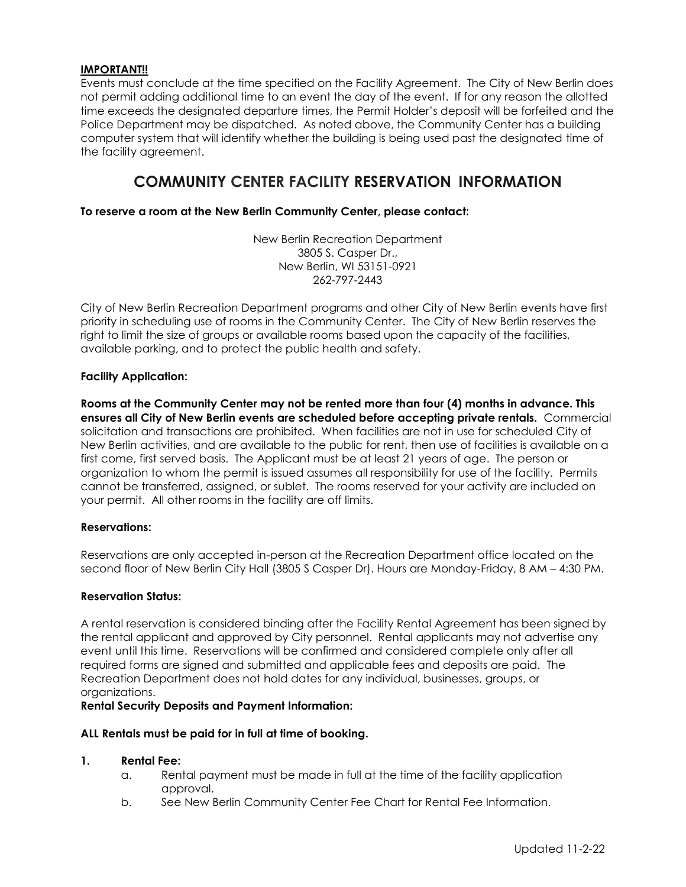**IMPORTANT!!**

Events must conclude at the time specified on the Facility Agreement. The City of New Berlin does not permit adding additional time to an event the day of the event. If for any reason the allotted time exceeds the designated departure times, the Permit Holder's deposit will be forfeited and the Police Department may be dispatched. As noted above, the Community Center has a building computer system that will identify whether the building is being used past the designated time of the facility agreement.

## COMMUNITY CENTER FACILITY RESERVATION INFORMATION

**To reserve a room at the New Berlin Community Center, please contact:**

New Berlin Recreation Department
3805 S. Casper Dr.,
New Berlin, WI 53151-0921
262-797-2443

City of New Berlin Recreation Department programs and other City of New Berlin events have first priority in scheduling use of rooms in the Community Center. The City of New Berlin reserves the right to limit the size of groups or available rooms based upon the capacity of the facilities, available parking, and to protect the public health and safety.

**Facility Application:**

**Rooms at the Community Center may not be rented more than four (4) months in advance. This ensures all City of New Berlin events are scheduled before accepting private rentals.** Commercial solicitation and transactions are prohibited. When facilities are not in use for scheduled City of New Berlin activities, and are available to the public for rent, then use of facilities is available on a first come, first served basis. The Applicant must be at least 21 years of age. The person or organization to whom the permit is issued assumes all responsibility for use of the facility. Permits cannot be transferred, assigned, or sublet. The rooms reserved for your activity are included on your permit. All other rooms in the facility are off limits.

**Reservations:**

Reservations are only accepted in-person at the Recreation Department office located on the second floor of New Berlin City Hall (3805 S Casper Dr). Hours are Monday-Friday, 8 AM – 4:30 PM.

**Reservation Status:**

A rental reservation is considered binding after the Facility Rental Agreement has been signed by the rental applicant and approved by City personnel. Rental applicants may not advertise any event until this time. Reservations will be confirmed and considered complete only after all required forms are signed and submitted and applicable fees and deposits are paid. The Recreation Department does not hold dates for any individual, businesses, groups, or organizations.

**Rental Security Deposits and Payment Information:**

**ALL Rentals must be paid for in full at time of booking.**

1. **Rental Fee:**
   a. Rental payment must be made in full at the time of the facility application approval.
   b. See New Berlin Community Center Fee Chart for Rental Fee Information.

Updated 11-2-22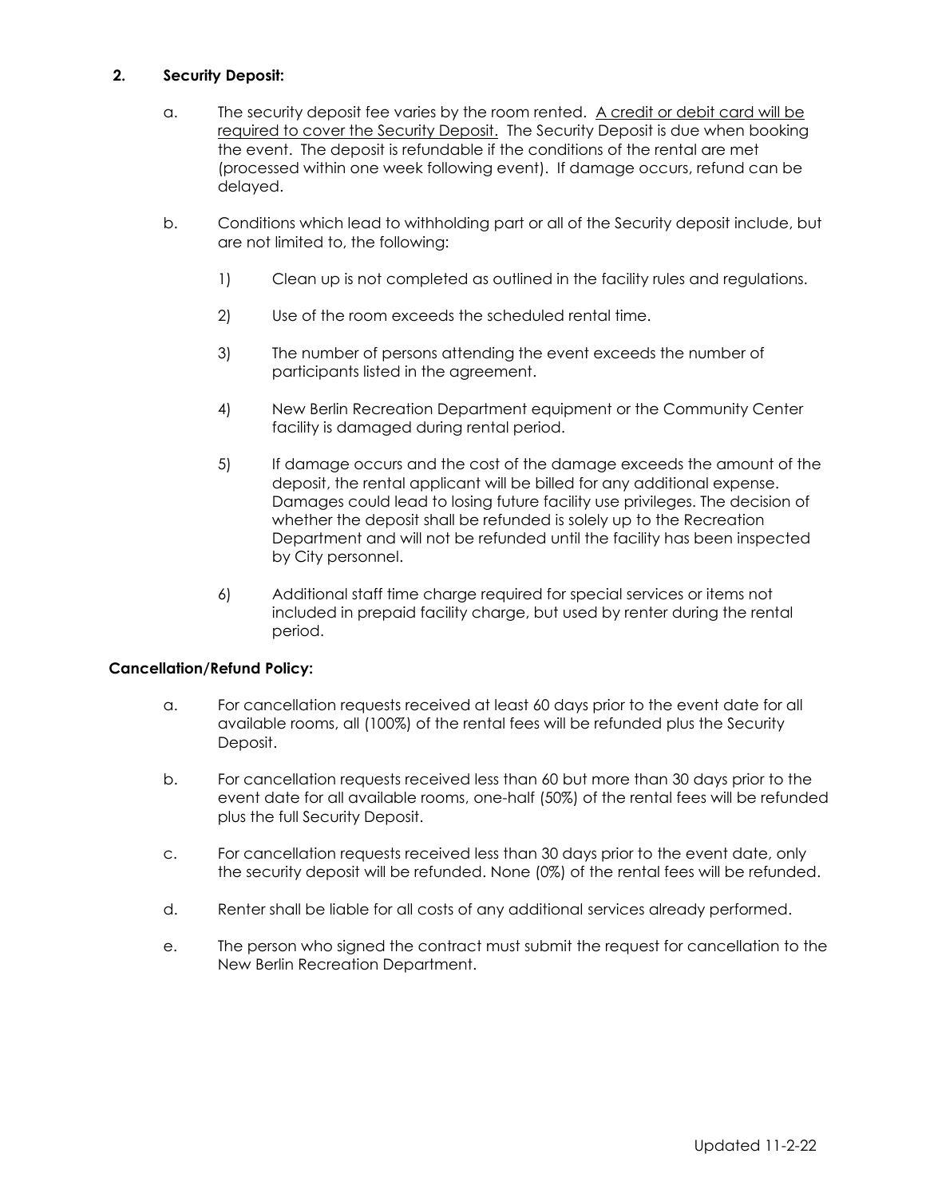**2. Security Deposit:**

a. The security deposit fee varies by the room rented. A credit or debit card will be required to cover the Security Deposit. The Security Deposit is due when booking the event. The deposit is refundable if the conditions of the rental are met (processed within one week following event). If damage occurs, refund can be delayed.

b. Conditions which lead to withholding part or all of the Security deposit include, but are not limited to, the following:

1) Clean up is not completed as outlined in the facility rules and regulations.

2) Use of the room exceeds the scheduled rental time.

3) The number of persons attending the event exceeds the number of participants listed in the agreement.

4) New Berlin Recreation Department equipment or the Community Center facility is damaged during rental period.

5) If damage occurs and the cost of the damage exceeds the amount of the deposit, the rental applicant will be billed for any additional expense. Damages could lead to losing future facility use privileges. The decision of whether the deposit shall be refunded is solely up to the Recreation Department and will not be refunded until the facility has been inspected by City personnel.

6) Additional staff time charge required for special services or items not included in prepaid facility charge, but used by renter during the rental period.

**Cancellation/Refund Policy:**

a. For cancellation requests received at least 60 days prior to the event date for all available rooms, all (100%) of the rental fees will be refunded plus the Security Deposit.

b. For cancellation requests received less than 60 but more than 30 days prior to the event date for all available rooms, one-half (50%) of the rental fees will be refunded plus the full Security Deposit.

c. For cancellation requests received less than 30 days prior to the event date, only the security deposit will be refunded. None (0%) of the rental fees will be refunded.

d. Renter shall be liable for all costs of any additional services already performed.

e. The person who signed the contract must submit the request for cancellation to the New Berlin Recreation Department.

Updated 11-2-22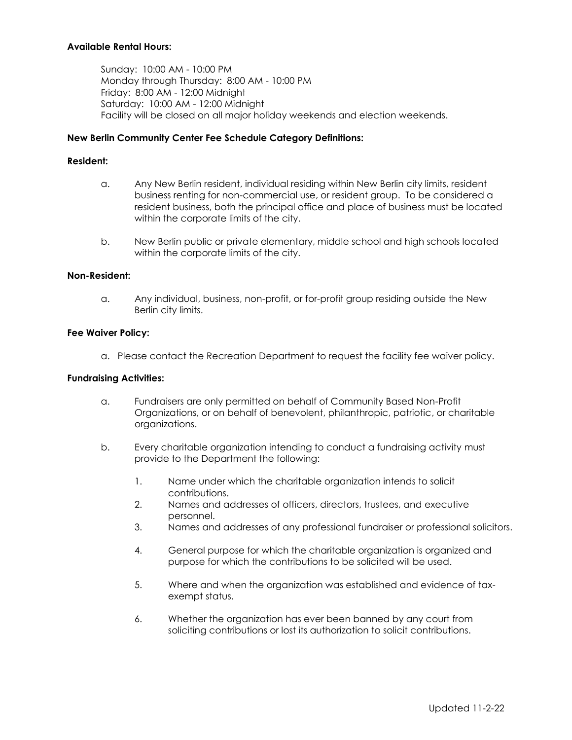**Available Rental Hours:**

Sunday: 10:00 AM - 10:00 PM
Monday through Thursday: 8:00 AM - 10:00 PM
Friday: 8:00 AM - 12:00 Midnight
Saturday: 10:00 AM - 12:00 Midnight
Facility will be closed on all major holiday weekends and election weekends.

**New Berlin Community Center Fee Schedule Category Definitions:**

**Resident:**

a. Any New Berlin resident, individual residing within New Berlin city limits, resident business renting for non-commercial use, or resident group. To be considered a resident business, both the principal office and place of business must be located within the corporate limits of the city.

b. New Berlin public or private elementary, middle school and high schools located within the corporate limits of the city.

**Non-Resident:**

a. Any individual, business, non-profit, or for-profit group residing outside the New Berlin city limits.

**Fee Waiver Policy:**

a. Please contact the Recreation Department to request the facility fee waiver policy.

**Fundraising Activities:**

a. Fundraisers are only permitted on behalf of Community Based Non-Profit Organizations, or on behalf of benevolent, philanthropic, patriotic, or charitable organizations.

b. Every charitable organization intending to conduct a fundraising activity must provide to the Department the following:

   1. Name under which the charitable organization intends to solicit contributions.
   2. Names and addresses of officers, directors, trustees, and executive personnel.
   3. Names and addresses of any professional fundraiser or professional solicitors.
   4. General purpose for which the charitable organization is organized and purpose for which the contributions to be solicited will be used.
   5. Where and when the organization was established and evidence of tax-exempt status.
   6. Whether the organization has ever been banned by any court from soliciting contributions or lost its authorization to solicit contributions.

Updated 11-2-22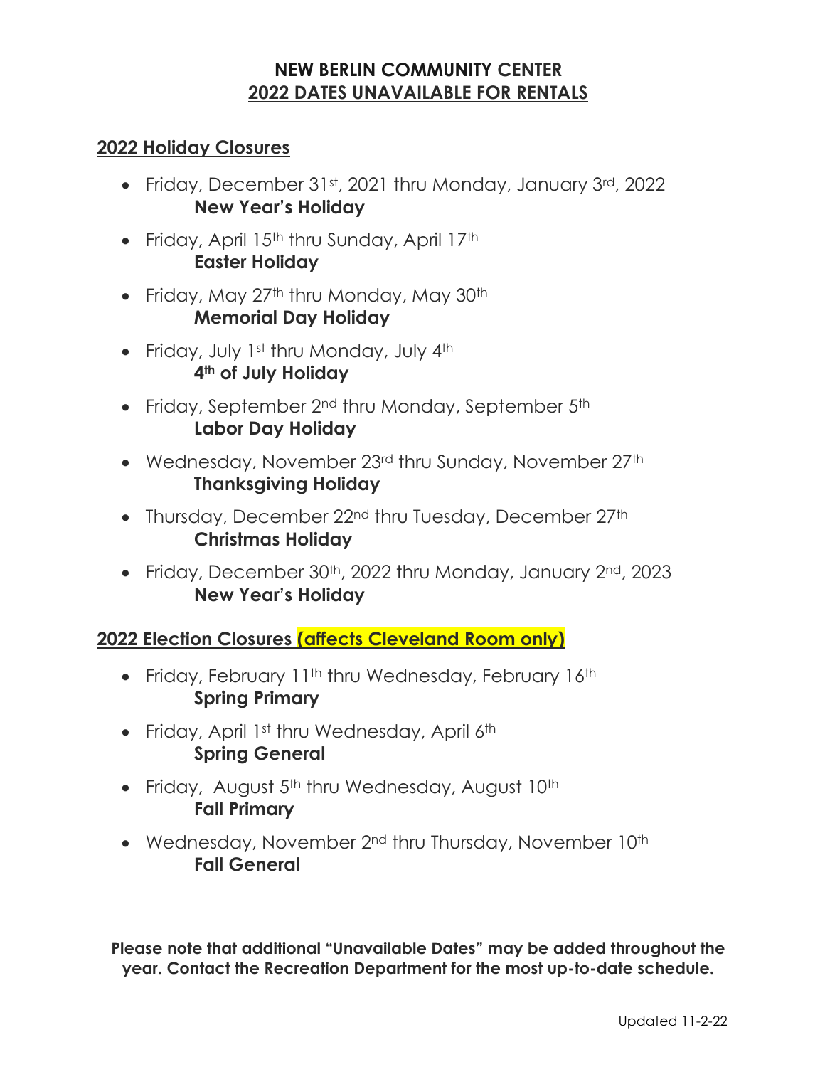# NEW BERLIN COMMUNITY CENTER
# 2022 DATES UNAVAILABLE FOR RENTALS

## 2022 Holiday Closures

- Friday, December 31st, 2021 thru Monday, January 3rd, 2022
  **New Year's Holiday**
- Friday, April 15th thru Sunday, April 17th
  **Easter Holiday**
- Friday, May 27th thru Monday, May 30th
  **Memorial Day Holiday**
- Friday, July 1st thru Monday, July 4th
  **4th of July Holiday**
- Friday, September 2nd thru Monday, September 5th
  **Labor Day Holiday**
- Wednesday, November 23rd thru Sunday, November 27th
  **Thanksgiving Holiday**
- Thursday, December 22nd thru Tuesday, December 27th
  **Christmas Holiday**
- Friday, December 30th, 2022 thru Monday, January 2nd, 2023
  **New Year's Holiday**

## 2022 Election Closures (affects Cleveland Room only)

- Friday, February 11th thru Wednesday, February 16th
  **Spring Primary**
- Friday, April 1st thru Wednesday, April 6th
  **Spring General**
- Friday, August 5th thru Wednesday, August 10th
  **Fall Primary**
- Wednesday, November 2nd thru Thursday, November 10th
  **Fall General**

**Please note that additional "Unavailable Dates" may be added throughout the year. Contact the Recreation Department for the most up-to-date schedule.**

Updated 11-2-22